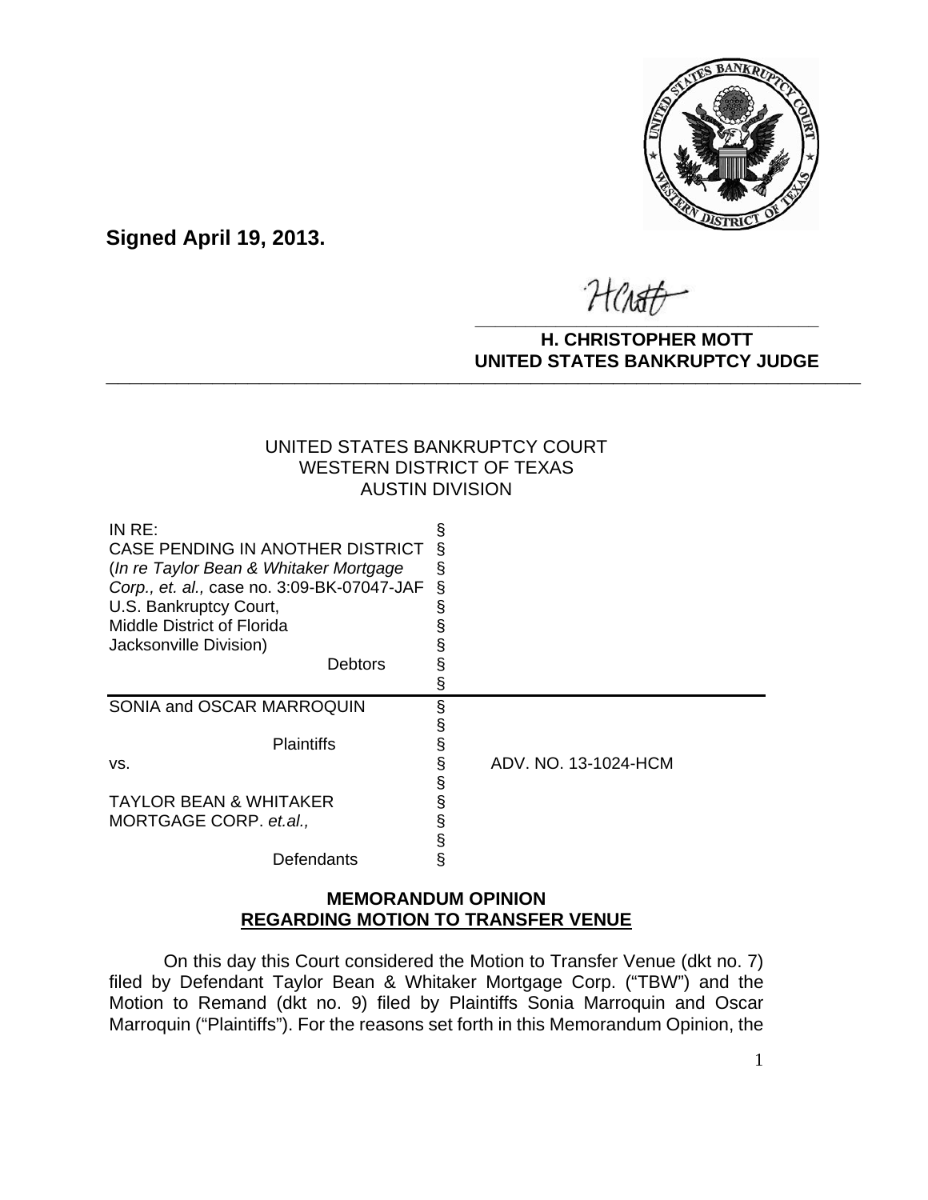**Signed April 19, 2013.**

**H. CHRISTOPHER MOTT**
**UNITED STATES BANKRUPTCY JUDGE**

UNITED STATES BANKRUPTCY COURT
WESTERN DISTRICT OF TEXAS
AUSTIN DIVISION

| | | |
|---|---|---|
| IN RE:<br>CASE PENDING IN ANOTHER DISTRICT<br>(*In re Taylor Bean & Whitaker Mortgage Corp., et. al.,* case no. 3:09-BK-07047-JAF<br>U.S. Bankruptcy Court,<br>Middle District of Florida<br>Jacksonville Division)<br>Debtors | §<br>§<br>§<br>§<br>§<br>§<br>§<br>§<br>§ | |
| SONIA and OSCAR MARROQUIN<br><br>Plaintiffs<br>vs.<br><br>TAYLOR BEAN & WHITAKER MORTGAGE CORP. *et.al.,*<br><br>Defendants | §<br>§<br>§<br>§<br>§<br>§<br>§<br>§<br>§ | ADV. NO. 13-1024-HCM |

**MEMORANDUM OPINION**
**REGARDING MOTION TO TRANSFER VENUE**

On this day this Court considered the Motion to Transfer Venue (dkt no. 7) filed by Defendant Taylor Bean & Whitaker Mortgage Corp. ("TBW") and the Motion to Remand (dkt no. 9) filed by Plaintiffs Sonia Marroquin and Oscar Marroquin ("Plaintiffs"). For the reasons set forth in this Memorandum Opinion, the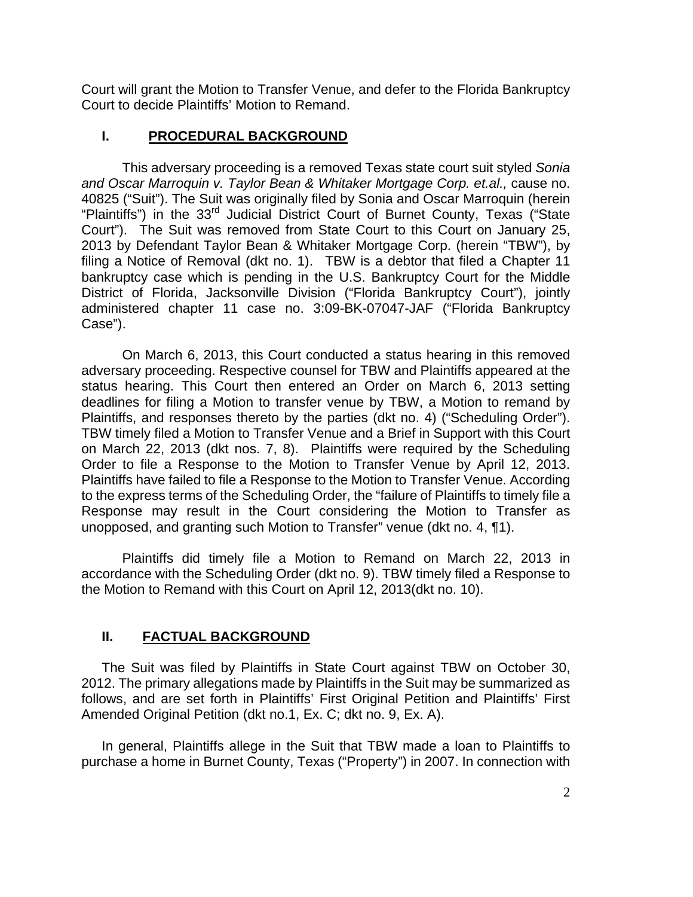Court will grant the Motion to Transfer Venue, and defer to the Florida Bankruptcy Court to decide Plaintiffs' Motion to Remand.

## I. PROCEDURAL BACKGROUND

This adversary proceeding is a removed Texas state court suit styled *Sonia and Oscar Marroquin v. Taylor Bean & Whitaker Mortgage Corp. et.al.,* cause no. 40825 ("Suit"). The Suit was originally filed by Sonia and Oscar Marroquin (herein "Plaintiffs") in the 33rd Judicial District Court of Burnet County, Texas ("State Court"). The Suit was removed from State Court to this Court on January 25, 2013 by Defendant Taylor Bean & Whitaker Mortgage Corp. (herein "TBW"), by filing a Notice of Removal (dkt no. 1). TBW is a debtor that filed a Chapter 11 bankruptcy case which is pending in the U.S. Bankruptcy Court for the Middle District of Florida, Jacksonville Division ("Florida Bankruptcy Court"), jointly administered chapter 11 case no. 3:09-BK-07047-JAF ("Florida Bankruptcy Case").

On March 6, 2013, this Court conducted a status hearing in this removed adversary proceeding. Respective counsel for TBW and Plaintiffs appeared at the status hearing. This Court then entered an Order on March 6, 2013 setting deadlines for filing a Motion to transfer venue by TBW, a Motion to remand by Plaintiffs, and responses thereto by the parties (dkt no. 4) ("Scheduling Order"). TBW timely filed a Motion to Transfer Venue and a Brief in Support with this Court on March 22, 2013 (dkt nos. 7, 8). Plaintiffs were required by the Scheduling Order to file a Response to the Motion to Transfer Venue by April 12, 2013. Plaintiffs have failed to file a Response to the Motion to Transfer Venue. According to the express terms of the Scheduling Order, the "failure of Plaintiffs to timely file a Response may result in the Court considering the Motion to Transfer as unopposed, and granting such Motion to Transfer" venue (dkt no. 4, ¶1).

Plaintiffs did timely file a Motion to Remand on March 22, 2013 in accordance with the Scheduling Order (dkt no. 9). TBW timely filed a Response to the Motion to Remand with this Court on April 12, 2013(dkt no. 10).

## II. FACTUAL BACKGROUND

The Suit was filed by Plaintiffs in State Court against TBW on October 30, 2012. The primary allegations made by Plaintiffs in the Suit may be summarized as follows, and are set forth in Plaintiffs' First Original Petition and Plaintiffs' First Amended Original Petition (dkt no.1, Ex. C; dkt no. 9, Ex. A).

In general, Plaintiffs allege in the Suit that TBW made a loan to Plaintiffs to purchase a home in Burnet County, Texas ("Property") in 2007. In connection with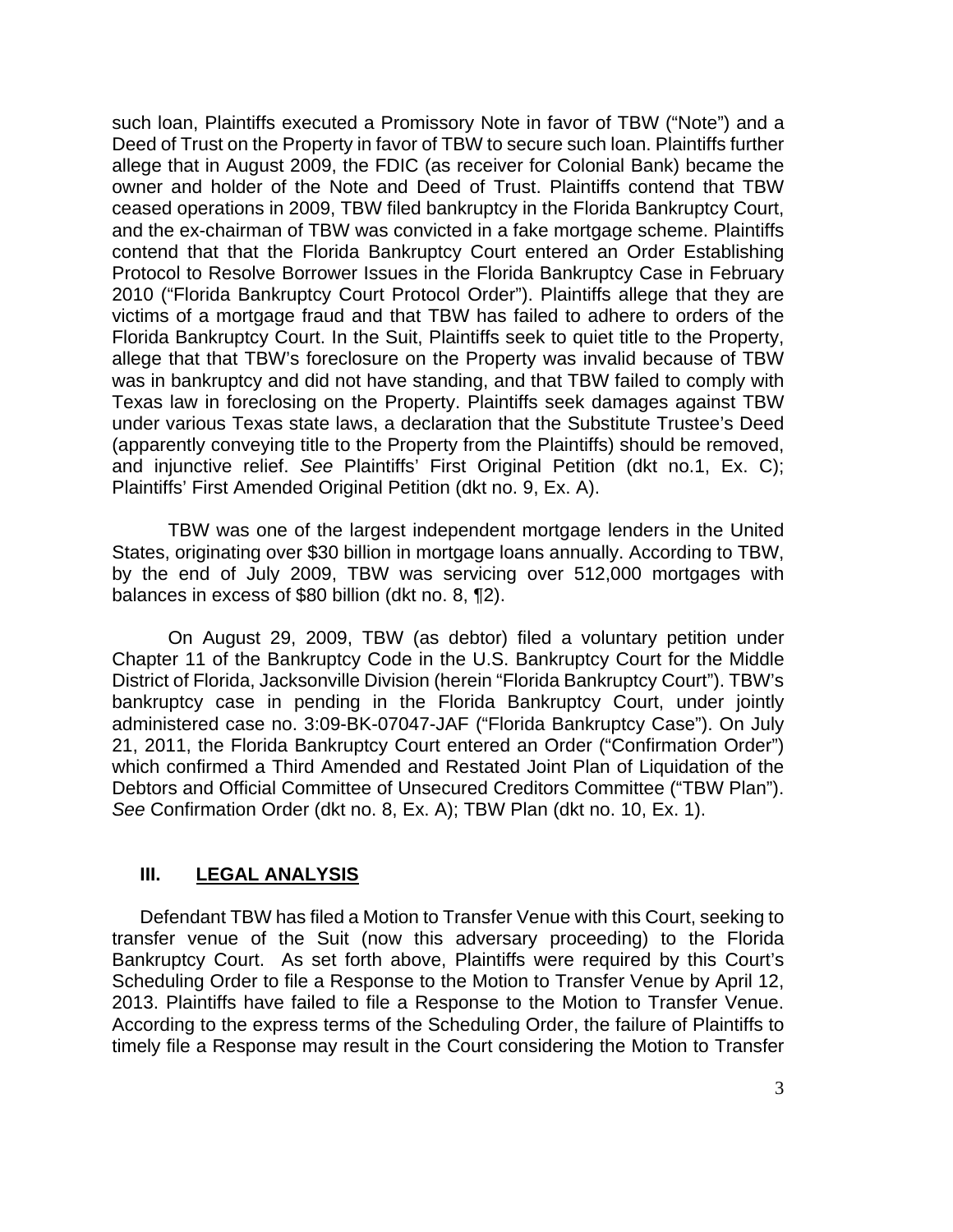such loan, Plaintiffs executed a Promissory Note in favor of TBW ("Note") and a Deed of Trust on the Property in favor of TBW to secure such loan. Plaintiffs further allege that in August 2009, the FDIC (as receiver for Colonial Bank) became the owner and holder of the Note and Deed of Trust. Plaintiffs contend that TBW ceased operations in 2009, TBW filed bankruptcy in the Florida Bankruptcy Court, and the ex-chairman of TBW was convicted in a fake mortgage scheme. Plaintiffs contend that that the Florida Bankruptcy Court entered an Order Establishing Protocol to Resolve Borrower Issues in the Florida Bankruptcy Case in February 2010 ("Florida Bankruptcy Court Protocol Order"). Plaintiffs allege that they are victims of a mortgage fraud and that TBW has failed to adhere to orders of the Florida Bankruptcy Court. In the Suit, Plaintiffs seek to quiet title to the Property, allege that that TBW's foreclosure on the Property was invalid because of TBW was in bankruptcy and did not have standing, and that TBW failed to comply with Texas law in foreclosing on the Property. Plaintiffs seek damages against TBW under various Texas state laws, a declaration that the Substitute Trustee's Deed (apparently conveying title to the Property from the Plaintiffs) should be removed, and injunctive relief. *See* Plaintiffs' First Original Petition (dkt no.1, Ex. C); Plaintiffs' First Amended Original Petition (dkt no. 9, Ex. A).

TBW was one of the largest independent mortgage lenders in the United States, originating over $30 billion in mortgage loans annually. According to TBW, by the end of July 2009, TBW was servicing over 512,000 mortgages with balances in excess of $80 billion (dkt no. 8, ¶2).

On August 29, 2009, TBW (as debtor) filed a voluntary petition under Chapter 11 of the Bankruptcy Code in the U.S. Bankruptcy Court for the Middle District of Florida, Jacksonville Division (herein "Florida Bankruptcy Court"). TBW's bankruptcy case in pending in the Florida Bankruptcy Court, under jointly administered case no. 3:09-BK-07047-JAF ("Florida Bankruptcy Case"). On July 21, 2011, the Florida Bankruptcy Court entered an Order ("Confirmation Order") which confirmed a Third Amended and Restated Joint Plan of Liquidation of the Debtors and Official Committee of Unsecured Creditors Committee ("TBW Plan"). *See* Confirmation Order (dkt no. 8, Ex. A); TBW Plan (dkt no. 10, Ex. 1).

## III. LEGAL ANALYSIS

Defendant TBW has filed a Motion to Transfer Venue with this Court, seeking to transfer venue of the Suit (now this adversary proceeding) to the Florida Bankruptcy Court. As set forth above, Plaintiffs were required by this Court's Scheduling Order to file a Response to the Motion to Transfer Venue by April 12, 2013. Plaintiffs have failed to file a Response to the Motion to Transfer Venue. According to the express terms of the Scheduling Order, the failure of Plaintiffs to timely file a Response may result in the Court considering the Motion to Transfer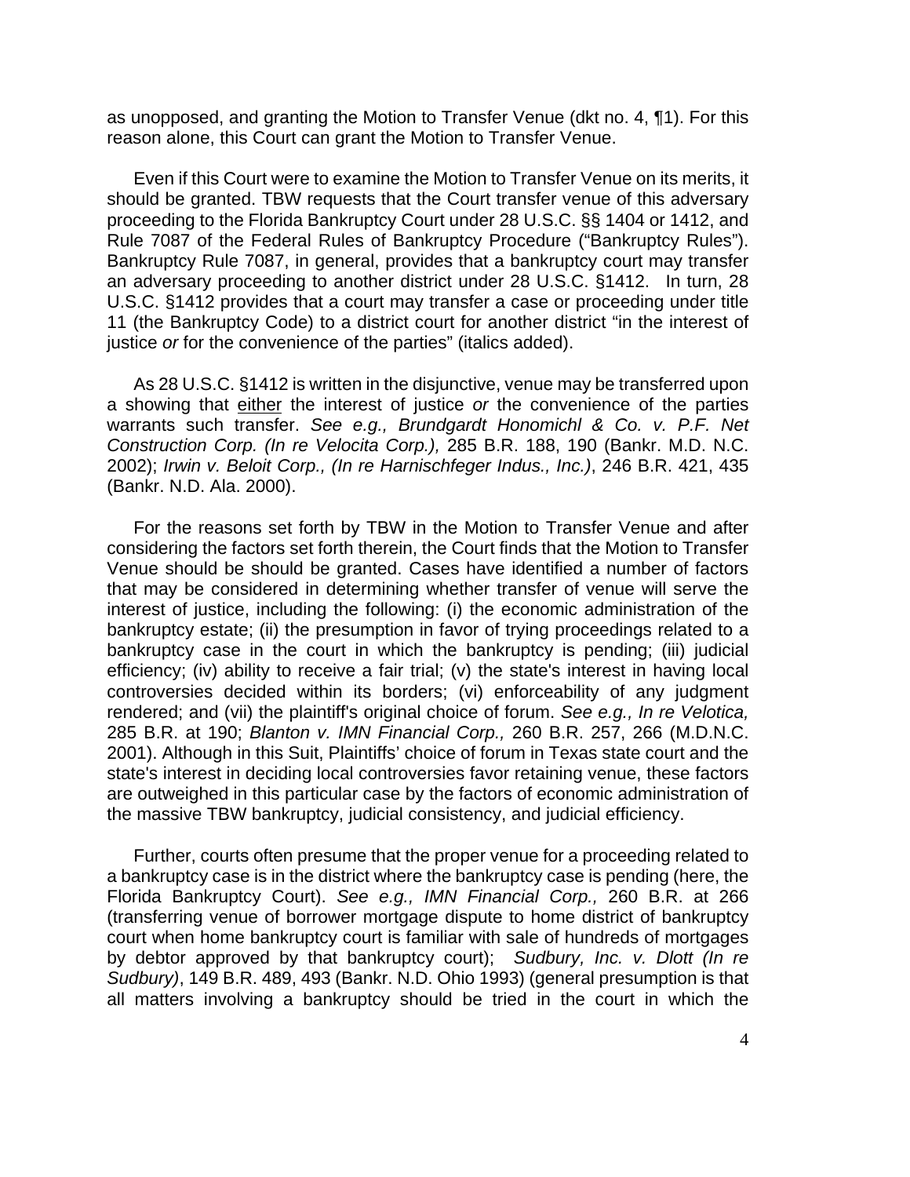as unopposed, and granting the Motion to Transfer Venue (dkt no. 4, ¶1). For this reason alone, this Court can grant the Motion to Transfer Venue.

Even if this Court were to examine the Motion to Transfer Venue on its merits, it should be granted. TBW requests that the Court transfer venue of this adversary proceeding to the Florida Bankruptcy Court under 28 U.S.C. §§ 1404 or 1412, and Rule 7087 of the Federal Rules of Bankruptcy Procedure ("Bankruptcy Rules"). Bankruptcy Rule 7087, in general, provides that a bankruptcy court may transfer an adversary proceeding to another district under 28 U.S.C. §1412. In turn, 28 U.S.C. §1412 provides that a court may transfer a case or proceeding under title 11 (the Bankruptcy Code) to a district court for another district "in the interest of justice *or* for the convenience of the parties" (italics added).

As 28 U.S.C. §1412 is written in the disjunctive, venue may be transferred upon a showing that <u>either</u> the interest of justice *or* the convenience of the parties warrants such transfer. *See e.g., Brundgardt Honomichl & Co. v. P.F. Net Construction Corp. (In re Velocita Corp.),* 285 B.R. 188, 190 (Bankr. M.D. N.C. 2002); *Irwin v. Beloit Corp., (In re Harnischfeger Indus., Inc.)*, 246 B.R. 421, 435 (Bankr. N.D. Ala. 2000).

For the reasons set forth by TBW in the Motion to Transfer Venue and after considering the factors set forth therein, the Court finds that the Motion to Transfer Venue should be should be granted. Cases have identified a number of factors that may be considered in determining whether transfer of venue will serve the interest of justice, including the following: (i) the economic administration of the bankruptcy estate; (ii) the presumption in favor of trying proceedings related to a bankruptcy case in the court in which the bankruptcy is pending; (iii) judicial efficiency; (iv) ability to receive a fair trial; (v) the state's interest in having local controversies decided within its borders; (vi) enforceability of any judgment rendered; and (vii) the plaintiff's original choice of forum. *See e.g., In re Velotica,* 285 B.R. at 190; *Blanton v. IMN Financial Corp.,* 260 B.R. 257, 266 (M.D.N.C. 2001). Although in this Suit, Plaintiffs' choice of forum in Texas state court and the state's interest in deciding local controversies favor retaining venue, these factors are outweighed in this particular case by the factors of economic administration of the massive TBW bankruptcy, judicial consistency, and judicial efficiency.

Further, courts often presume that the proper venue for a proceeding related to a bankruptcy case is in the district where the bankruptcy case is pending (here, the Florida Bankruptcy Court). *See e.g., IMN Financial Corp.,* 260 B.R. at 266 (transferring venue of borrower mortgage dispute to home district of bankruptcy court when home bankruptcy court is familiar with sale of hundreds of mortgages by debtor approved by that bankruptcy court); *Sudbury, Inc. v. Dlott (In re Sudbury)*, 149 B.R. 489, 493 (Bankr. N.D. Ohio 1993) (general presumption is that all matters involving a bankruptcy should be tried in the court in which the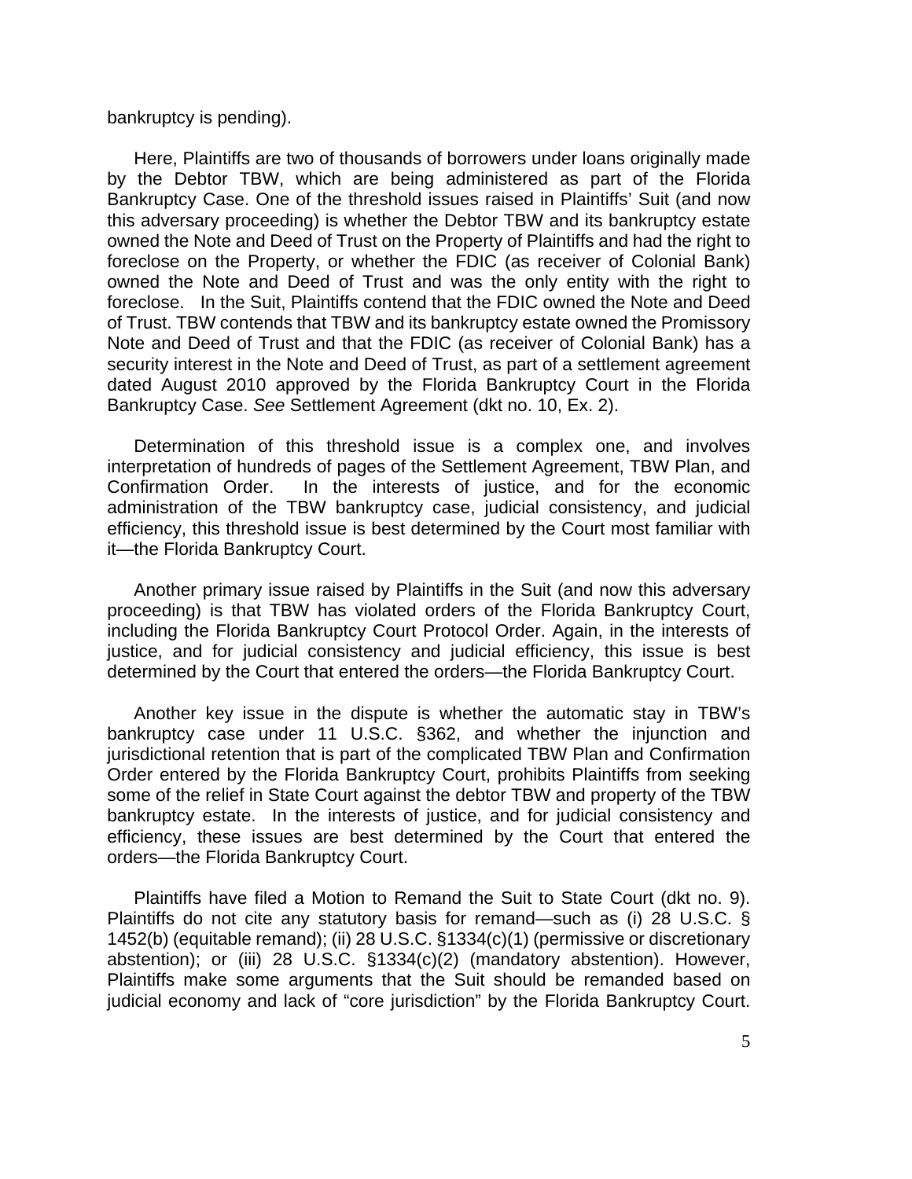bankruptcy is pending).

Here, Plaintiffs are two of thousands of borrowers under loans originally made by the Debtor TBW, which are being administered as part of the Florida Bankruptcy Case. One of the threshold issues raised in Plaintiffs' Suit (and now this adversary proceeding) is whether the Debtor TBW and its bankruptcy estate owned the Note and Deed of Trust on the Property of Plaintiffs and had the right to foreclose on the Property, or whether the FDIC (as receiver of Colonial Bank) owned the Note and Deed of Trust and was the only entity with the right to foreclose. In the Suit, Plaintiffs contend that the FDIC owned the Note and Deed of Trust. TBW contends that TBW and its bankruptcy estate owned the Promissory Note and Deed of Trust and that the FDIC (as receiver of Colonial Bank) has a security interest in the Note and Deed of Trust, as part of a settlement agreement dated August 2010 approved by the Florida Bankruptcy Court in the Florida Bankruptcy Case. *See* Settlement Agreement (dkt no. 10, Ex. 2).

Determination of this threshold issue is a complex one, and involves interpretation of hundreds of pages of the Settlement Agreement, TBW Plan, and Confirmation Order. In the interests of justice, and for the economic administration of the TBW bankruptcy case, judicial consistency, and judicial efficiency, this threshold issue is best determined by the Court most familiar with it—the Florida Bankruptcy Court.

Another primary issue raised by Plaintiffs in the Suit (and now this adversary proceeding) is that TBW has violated orders of the Florida Bankruptcy Court, including the Florida Bankruptcy Court Protocol Order. Again, in the interests of justice, and for judicial consistency and judicial efficiency, this issue is best determined by the Court that entered the orders—the Florida Bankruptcy Court.

Another key issue in the dispute is whether the automatic stay in TBW's bankruptcy case under 11 U.S.C. §362, and whether the injunction and jurisdictional retention that is part of the complicated TBW Plan and Confirmation Order entered by the Florida Bankruptcy Court, prohibits Plaintiffs from seeking some of the relief in State Court against the debtor TBW and property of the TBW bankruptcy estate. In the interests of justice, and for judicial consistency and efficiency, these issues are best determined by the Court that entered the orders—the Florida Bankruptcy Court.

Plaintiffs have filed a Motion to Remand the Suit to State Court (dkt no. 9). Plaintiffs do not cite any statutory basis for remand—such as (i) 28 U.S.C. § 1452(b) (equitable remand); (ii) 28 U.S.C. §1334(c)(1) (permissive or discretionary abstention); or (iii) 28 U.S.C. §1334(c)(2) (mandatory abstention). However, Plaintiffs make some arguments that the Suit should be remanded based on judicial economy and lack of "core jurisdiction" by the Florida Bankruptcy Court.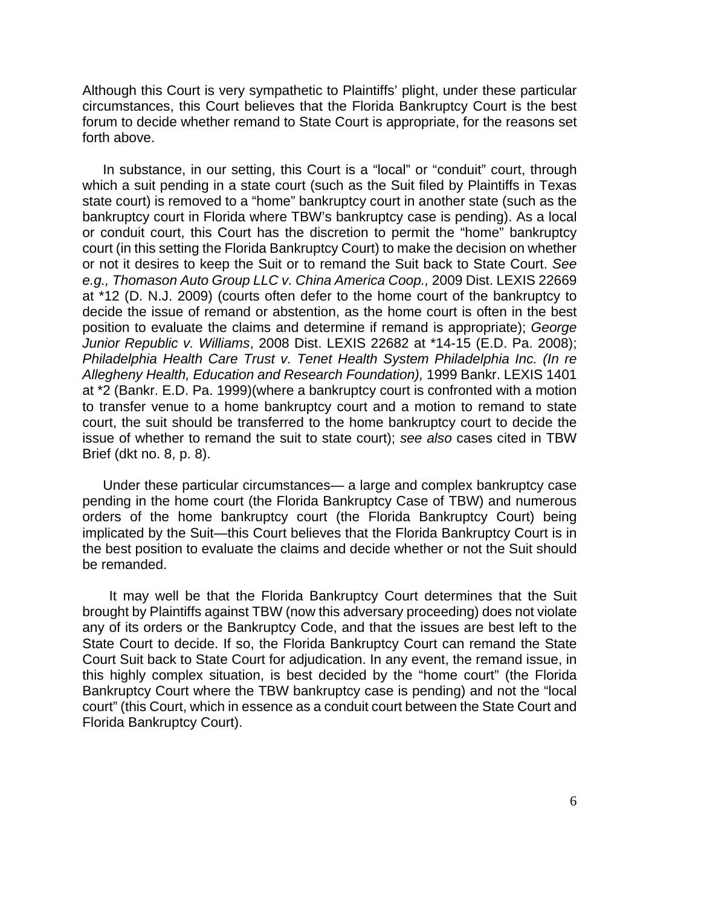Although this Court is very sympathetic to Plaintiffs' plight, under these particular circumstances, this Court believes that the Florida Bankruptcy Court is the best forum to decide whether remand to State Court is appropriate, for the reasons set forth above.

In substance, in our setting, this Court is a "local" or "conduit" court, through which a suit pending in a state court (such as the Suit filed by Plaintiffs in Texas state court) is removed to a "home" bankruptcy court in another state (such as the bankruptcy court in Florida where TBW's bankruptcy case is pending). As a local or conduit court, this Court has the discretion to permit the "home" bankruptcy court (in this setting the Florida Bankruptcy Court) to make the decision on whether or not it desires to keep the Suit or to remand the Suit back to State Court. *See e.g., Thomason Auto Group LLC v. China America Coop.,* 2009 Dist. LEXIS 22669 at \*12 (D. N.J. 2009) (courts often defer to the home court of the bankruptcy to decide the issue of remand or abstention, as the home court is often in the best position to evaluate the claims and determine if remand is appropriate); *George Junior Republic v. Williams*, 2008 Dist. LEXIS 22682 at \*14-15 (E.D. Pa. 2008); *Philadelphia Health Care Trust v. Tenet Health System Philadelphia Inc. (In re Allegheny Health, Education and Research Foundation),* 1999 Bankr. LEXIS 1401 at \*2 (Bankr. E.D. Pa. 1999)(where a bankruptcy court is confronted with a motion to transfer venue to a home bankruptcy court and a motion to remand to state court, the suit should be transferred to the home bankruptcy court to decide the issue of whether to remand the suit to state court); *see also* cases cited in TBW Brief (dkt no. 8, p. 8).

Under these particular circumstances— a large and complex bankruptcy case pending in the home court (the Florida Bankruptcy Case of TBW) and numerous orders of the home bankruptcy court (the Florida Bankruptcy Court) being implicated by the Suit—this Court believes that the Florida Bankruptcy Court is in the best position to evaluate the claims and decide whether or not the Suit should be remanded.

It may well be that the Florida Bankruptcy Court determines that the Suit brought by Plaintiffs against TBW (now this adversary proceeding) does not violate any of its orders or the Bankruptcy Code, and that the issues are best left to the State Court to decide. If so, the Florida Bankruptcy Court can remand the State Court Suit back to State Court for adjudication. In any event, the remand issue, in this highly complex situation, is best decided by the "home court" (the Florida Bankruptcy Court where the TBW bankruptcy case is pending) and not the "local court" (this Court, which in essence as a conduit court between the State Court and Florida Bankruptcy Court).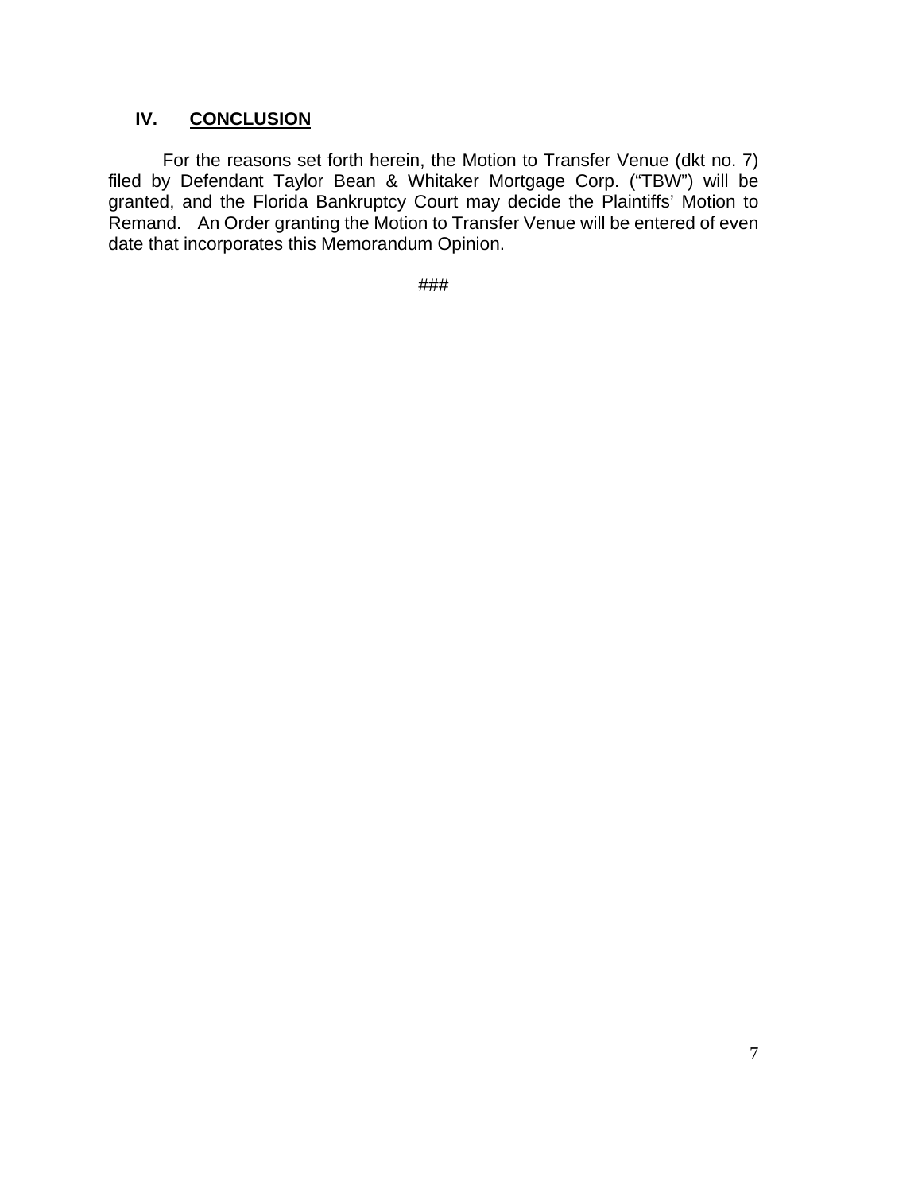## IV. CONCLUSION

For the reasons set forth herein, the Motion to Transfer Venue (dkt no. 7) filed by Defendant Taylor Bean & Whitaker Mortgage Corp. ("TBW") will be granted, and the Florida Bankruptcy Court may decide the Plaintiffs' Motion to Remand. An Order granting the Motion to Transfer Venue will be entered of even date that incorporates this Memorandum Opinion.

###